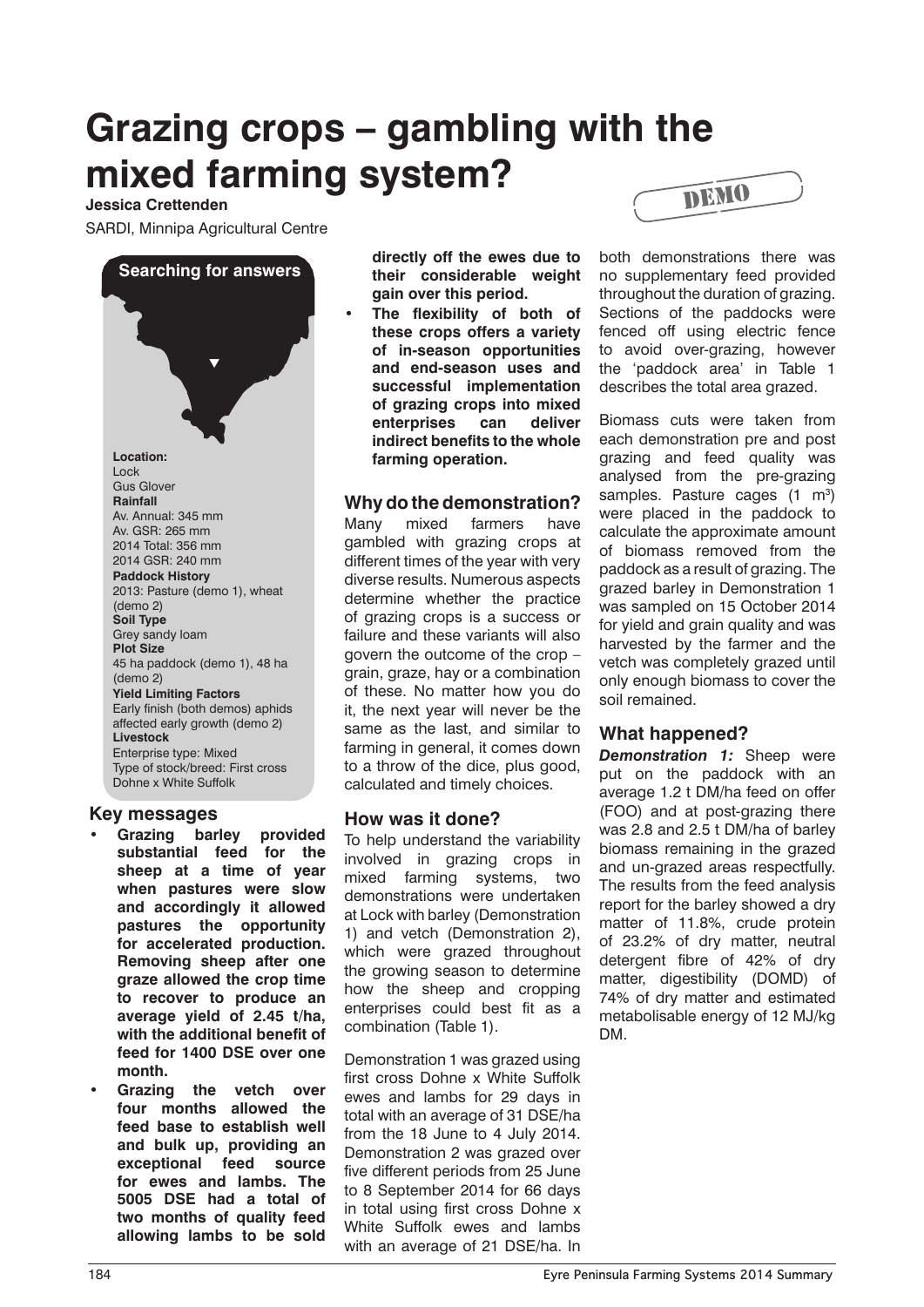# Grazing crops – gambling with the mixed farming system?

**Jessica Crettenden**

SARDI, Minnipa Agricultural Centre

DEMO

**Searching for answers**

**Location:**
Lock
Gus Glover

**Rainfall**
Av. Annual: 345 mm
Av. GSR: 265 mm
2014 Total: 356 mm
2014 GSR: 240 mm

**Paddock History**
2013: Pasture (demo 1), wheat (demo 2)

**Soil Type**
Grey sandy loam

**Plot Size**
45 ha paddock (demo 1), 48 ha (demo 2)

**Yield Limiting Factors**
Early finish (both demos) aphids affected early growth (demo 2)

**Livestock**
Enterprise type: Mixed
Type of stock/breed: First cross Dohne x White Suffolk

## Key messages

- **Grazing barley provided substantial feed for the sheep at a time of year when pastures were slow and accordingly it allowed pastures the opportunity for accelerated production. Removing sheep after one graze allowed the crop time to recover to produce an average yield of 2.45 t/ha, with the additional benefit of feed for 1400 DSE over one month.**
- **Grazing the vetch over four months allowed the feed base to establish well and bulk up, providing an exceptional feed source for ewes and lambs. The 5005 DSE had a total of two months of quality feed allowing lambs to be sold directly off the ewes due to their considerable weight gain over this period.**
- **The flexibility of both of these crops offers a variety of in-season opportunities and end-season uses and successful implementation of grazing crops into mixed enterprises can deliver indirect benefits to the whole farming operation.**

## Why do the demonstration?

Many mixed farmers have gambled with grazing crops at different times of the year with very diverse results. Numerous aspects determine whether the practice of grazing crops is a success or failure and these variants will also govern the outcome of the crop – grain, graze, hay or a combination of these. No matter how you do it, the next year will never be the same as the last, and similar to farming in general, it comes down to a throw of the dice, plus good, calculated and timely choices.

## How was it done?

To help understand the variability involved in grazing crops in mixed farming systems, two demonstrations were undertaken at Lock with barley (Demonstration 1) and vetch (Demonstration 2), which were grazed throughout the growing season to determine how the sheep and cropping enterprises could best fit as a combination (Table 1).

Demonstration 1 was grazed using first cross Dohne x White Suffolk ewes and lambs for 29 days in total with an average of 31 DSE/ha from the 18 June to 4 July 2014. Demonstration 2 was grazed over five different periods from 25 June to 8 September 2014 for 66 days in total using first cross Dohne x White Suffolk ewes and lambs with an average of 21 DSE/ha. In both demonstrations there was no supplementary feed provided throughout the duration of grazing. Sections of the paddocks were fenced off using electric fence to avoid over-grazing, however the 'paddock area' in Table 1 describes the total area grazed.

Biomass cuts were taken from each demonstration pre and post grazing and feed quality was analysed from the pre-grazing samples. Pasture cages (1 $m^3$) were placed in the paddock to calculate the approximate amount of biomass removed from the paddock as a result of grazing. The grazed barley in Demonstration 1 was sampled on 15 October 2014 for yield and grain quality and was harvested by the farmer and the vetch was completely grazed until only enough biomass to cover the soil remained.

## What happened?

***Demonstration 1:*** Sheep were put on the paddock with an average 1.2 t DM/ha feed on offer (FOO) and at post-grazing there was 2.8 and 2.5 t DM/ha of barley biomass remaining in the grazed and un-grazed areas respectfully. The results from the feed analysis report for the barley showed a dry matter of 11.8%, crude protein of 23.2% of dry matter, neutral detergent fibre of 42% of dry matter, digestibility (DOMD) of 74% of dry matter and estimated metabolisable energy of 12 MJ/kg DM.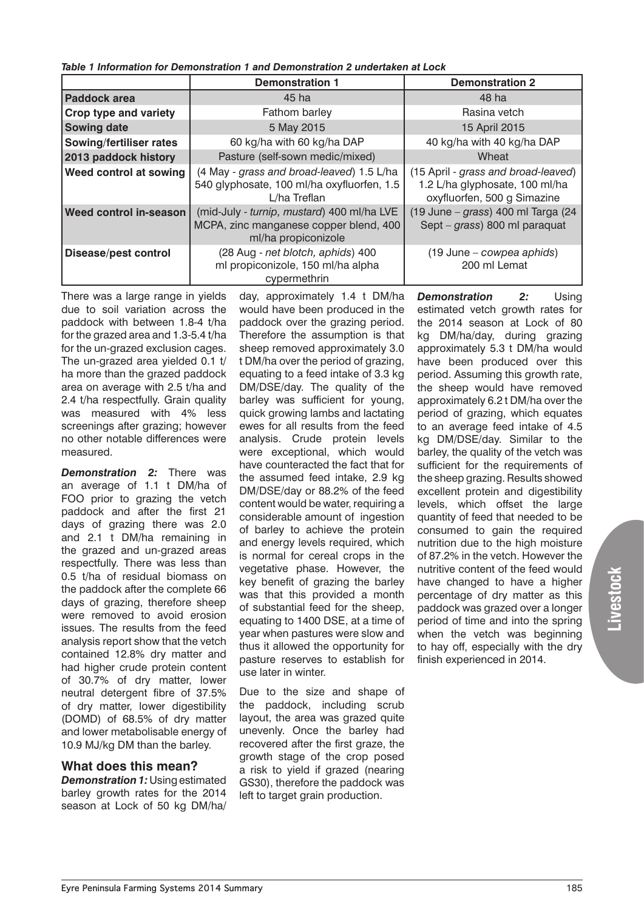*Table 1 Information for Demonstration 1 and Demonstration 2 undertaken at Lock*

| | Demonstration 1 | Demonstration 2 |
|---|---|---|
| **Paddock area** | 45 ha | 48 ha |
| **Crop type and variety** | Fathom barley | Rasina vetch |
| **Sowing date** | 5 May 2015 | 15 April 2015 |
| **Sowing/fertiliser rates** | 60 kg/ha with 60 kg/ha DAP | 40 kg/ha with 40 kg/ha DAP |
| **2013 paddock history** | Pasture (self-sown medic/mixed) | Wheat |
| **Weed control at sowing** | (4 May - *grass and broad-leaved*) 1.5 L/ha 540 glyphosate, 100 ml/ha oxyfluorfen, 1.5 L/ha Treflan | (15 April - *grass and broad-leaved*) 1.2 L/ha glyphosate, 100 ml/ha oxyfluorfen, 500 g Simazine |
| **Weed control in-season** | (mid-July - *turnip, mustard*) 400 ml/ha LVE MCPA, zinc manganese copper blend, 400 ml/ha propiconizole | (19 June – *grass*) 400 ml Targa (24 Sept – *grass*) 800 ml paraquat |
| **Disease/pest control** | (28 Aug - *net blotch, aphids*) 400 ml propiconizole, 150 ml/ha alpha cypermethrin | (19 June – *cowpea aphids*) 200 ml Lemat |

There was a large range in yields due to soil variation across the paddock with between 1.8-4 t/ha for the grazed area and 1.3-5.4 t/ha for the un-grazed exclusion cages. The un-grazed area yielded 0.1 t/ha more than the grazed paddock area on average with 2.5 t/ha and 2.4 t/ha respectfully. Grain quality was measured with 4% less screenings after grazing; however no other notable differences were measured.

***Demonstration 2:*** There was an average of 1.1 t DM/ha of FOO prior to grazing the vetch paddock and after the first 21 days of grazing there was 2.0 and 2.1 t DM/ha remaining in the grazed and un-grazed areas respectfully. There was less than 0.5 t/ha of residual biomass on the paddock after the complete 66 days of grazing, therefore sheep were removed to avoid erosion issues. The results from the feed analysis report show that the vetch contained 12.8% dry matter and had higher crude protein content of 30.7% of dry matter, lower neutral detergent fibre of 37.5% of dry matter, lower digestibility (DOMD) of 68.5% of dry matter and lower metabolisable energy of 10.9 MJ/kg DM than the barley.

## What does this mean?

***Demonstration 1:*** Using estimated barley growth rates for the 2014 season at Lock of 50 kg DM/ha/day, approximately 1.4 t DM/ha would have been produced in the paddock over the grazing period. Therefore the assumption is that sheep removed approximately 3.0 t DM/ha over the period of grazing, equating to a feed intake of 3.3 kg DM/DSE/day. The quality of the barley was sufficient for young, quick growing lambs and lactating ewes for all results from the feed analysis. Crude protein levels were exceptional, which would have counteracted the fact that for the assumed feed intake, 2.9 kg DM/DSE/day or 88.2% of the feed content would be water, requiring a considerable amount of ingestion of barley to achieve the protein and energy levels required, which is normal for cereal crops in the vegetative phase. However, the key benefit of grazing the barley was that this provided a month of substantial feed for the sheep, equating to 1400 DSE, at a time of year when pastures were slow and thus it allowed the opportunity for pasture reserves to establish for use later in winter.

Due to the size and shape of the paddock, including scrub layout, the area was grazed quite unevenly. Once the barley had recovered after the first graze, the growth stage of the crop posed a risk to yield if grazed (nearing GS30), therefore the paddock was left to target grain production.

***Demonstration 2:*** Using estimated vetch growth rates for the 2014 season at Lock of 80 kg DM/ha/day, during grazing approximately 5.3 t DM/ha would have been produced over this period. Assuming this growth rate, the sheep would have removed approximately 6.2 t DM/ha over the period of grazing, which equates to an average feed intake of 4.5 kg DM/DSE/day. Similar to the barley, the quality of the vetch was sufficient for the requirements of the sheep grazing. Results showed excellent protein and digestibility levels, which offset the large quantity of feed that needed to be consumed to gain the required nutrition due to the high moisture of 87.2% in the vetch. However the nutritive content of the feed would have changed to have a higher percentage of dry matter as this paddock was grazed over a longer period of time and into the spring when the vetch was beginning to hay off, especially with the dry finish experienced in 2014.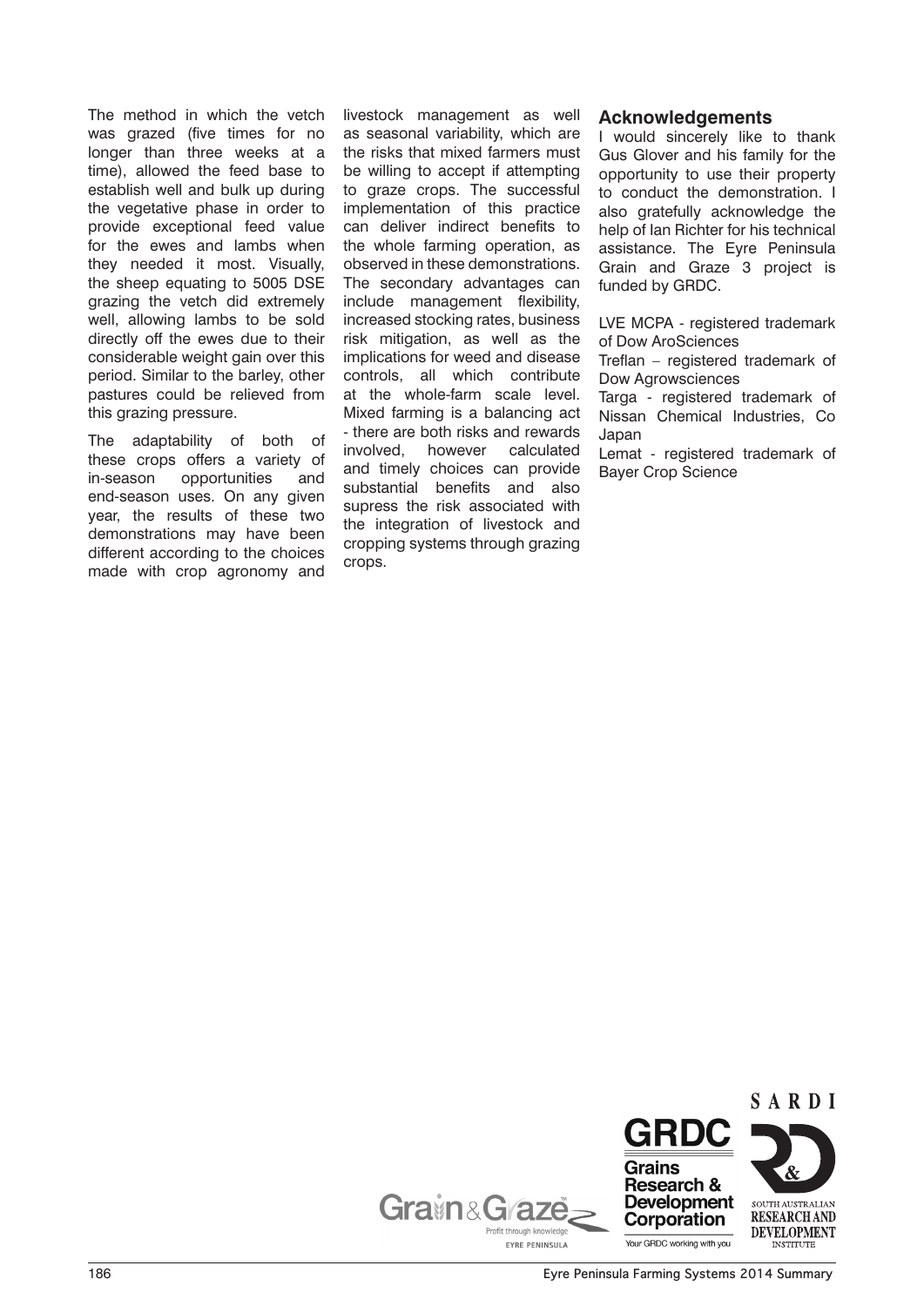The method in which the vetch was grazed (five times for no longer than three weeks at a time), allowed the feed base to establish well and bulk up during the vegetative phase in order to provide exceptional feed value for the ewes and lambs when they needed it most. Visually, the sheep equating to 5005 DSE grazing the vetch did extremely well, allowing lambs to be sold directly off the ewes due to their considerable weight gain over this period. Similar to the barley, other pastures could be relieved from this grazing pressure.

The adaptability of both of these crops offers a variety of in-season opportunities and end-season uses. On any given year, the results of these two demonstrations may have been different according to the choices made with crop agronomy and livestock management as well as seasonal variability, which are the risks that mixed farmers must be willing to accept if attempting to graze crops. The successful implementation of this practice can deliver indirect benefits to the whole farming operation, as observed in these demonstrations. The secondary advantages can include management flexibility, increased stocking rates, business risk mitigation, as well as the implications for weed and disease controls, all which contribute at the whole-farm scale level. Mixed farming is a balancing act - there are both risks and rewards involved, however calculated and timely choices can provide substantial benefits and also supress the risk associated with the integration of livestock and cropping systems through grazing crops.

## Acknowledgements

I would sincerely like to thank Gus Glover and his family for the opportunity to use their property to conduct the demonstration. I also gratefully acknowledge the help of Ian Richter for his technical assistance. The Eyre Peninsula Grain and Graze 3 project is funded by GRDC.

LVE MCPA - registered trademark of Dow AroSciences

Treflan – registered trademark of Dow Agrowsciences

Targa - registered trademark of Nissan Chemical Industries, Co Japan

Lemat - registered trademark of Bayer Crop Science

Grain & Graze
Profit through knowledge
EYRE PENINSULA

GRDC
Grains Research & Development Corporation
Your GRDC working with you

SARDI
SOUTH AUSTRALIAN RESEARCH AND DEVELOPMENT INSTITUTE